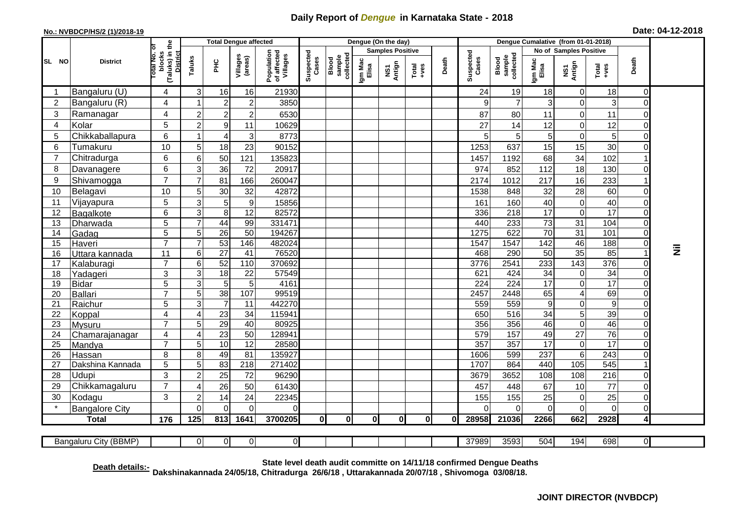# Daily Report of *Dengue* in Karnataka State - 2018

**No.: NVBDCP/HS/2 (1)/2018-19**

**Date: 04-12-2018**

| SL NO | District | Total No. of blocks (Taluks) in the District | Total Dengue affected | | | | Dengue (On the day) | | | | | | | Dengue Cumalative (from 01-01-2018) | | | | | | | |
|---|---|---|---|---|---|---|---|---|---|---|---|---|---|---|---|---|---|---|---|---|
| | | | Taluks | PHC | Villages (areas) | Population of affected Villages | Suspected Cases | Blood sample collected | Samples Positive | | | Death | Suspected Cases | Blood sample collected | No of Samples Positive | | | Death | |
| | | | | | | | | | Igm Mac Elisa | NS1 Antign | Total +ves | | | | Igm Mac Elisa | NS1 Antign | Total +ves | | |
| 1 | Bangaluru (U) | 4 | 3 | 16 | 16 | 21930 | | | | | | | 24 | 19 | 18 | 0 | 18 | 0 | Nil |
| 2 | Bangaluru (R) | 4 | 1 | 2 | 2 | 3850 | | | | | | | 9 | 7 | 3 | 0 | 3 | 0 | |
| 3 | Ramanagar | 4 | 2 | 2 | 2 | 6530 | | | | | | | 87 | 80 | 11 | 0 | 11 | 0 | |
| 4 | Kolar | 5 | 2 | 9 | 11 | 10629 | | | | | | | 27 | 14 | 12 | 0 | 12 | 0 | |
| 5 | Chikkaballapura | 6 | 1 | 4 | 3 | 8773 | | | | | | | 5 | 5 | 5 | 0 | 5 | 0 | |
| 6 | Tumakuru | 10 | 5 | 18 | 23 | 90152 | | | | | | | 1253 | 637 | 15 | 15 | 30 | 0 | |
| 7 | Chitradurga | 6 | 6 | 50 | 121 | 135823 | | | | | | | 1457 | 1192 | 68 | 34 | 102 | 1 | |
| 8 | Davanagere | 6 | 3 | 36 | 72 | 20917 | | | | | | | 974 | 852 | 112 | 18 | 130 | 0 | |
| 9 | Shivamogga | 7 | 7 | 81 | 166 | 260047 | | | | | | | 2174 | 1012 | 217 | 16 | 233 | 1 | |
| 10 | Belagavi | 10 | 5 | 30 | 32 | 42872 | | | | | | | 1538 | 848 | 32 | 28 | 60 | 0 | |
| 11 | Vijayapura | 5 | 3 | 5 | 9 | 15856 | | | | | | | 161 | 160 | 40 | 0 | 40 | 0 | |
| 12 | Bagalkote | 6 | 3 | 8 | 12 | 82572 | | | | | | | 336 | 218 | 17 | 0 | 17 | 0 | |
| 13 | Dharwada | 5 | 7 | 44 | 99 | 331471 | | | | | | | 440 | 233 | 73 | 31 | 104 | 0 | |
| 14 | Gadag | 5 | 5 | 26 | 50 | 194267 | | | | | | | 1275 | 622 | 70 | 31 | 101 | 0 | |
| 15 | Haveri | 7 | 7 | 53 | 146 | 482024 | | | | | | | 1547 | 1547 | 142 | 46 | 188 | 0 | |
| 16 | Uttara kannada | 11 | 6 | 27 | 41 | 76520 | | | | | | | 468 | 290 | 50 | 35 | 85 | 1 | |
| 17 | Kalaburagi | 7 | 6 | 52 | 110 | 370692 | | | | | | | 3776 | 2541 | 233 | 143 | 376 | 0 | |
| 18 | Yadageri | 3 | 3 | 18 | 22 | 57549 | | | | | | | 621 | 424 | 34 | 0 | 34 | 0 | |
| 19 | Bidar | 5 | 3 | 5 | 5 | 4161 | | | | | | | 224 | 224 | 17 | 0 | 17 | 0 | |
| 20 | Ballari | 7 | 5 | 38 | 107 | 99519 | | | | | | | 2457 | 2448 | 65 | 4 | 69 | 0 | |
| 21 | Raichur | 5 | 3 | 7 | 11 | 442270 | | | | | | | 559 | 559 | 9 | 0 | 9 | 0 | |
| 22 | Koppal | 4 | 4 | 23 | 34 | 115941 | | | | | | | 650 | 516 | 34 | 5 | 39 | 0 | |
| 23 | Mysuru | 7 | 5 | 29 | 40 | 80925 | | | | | | | 356 | 356 | 46 | 0 | 46 | 0 | |
| 24 | Chamarajanagar | 4 | 4 | 23 | 50 | 128941 | | | | | | | 579 | 157 | 49 | 27 | 76 | 0 | |
| 25 | Mandya | 7 | 5 | 10 | 12 | 28580 | | | | | | | 357 | 357 | 17 | 0 | 17 | 0 | |
| 26 | Hassan | 8 | 8 | 49 | 81 | 135927 | | | | | | | 1606 | 599 | 237 | 6 | 243 | 0 | |
| 27 | Dakshina Kannada | 5 | 5 | 83 | 218 | 271402 | | | | | | | 1707 | 864 | 440 | 105 | 545 | 1 | |
| 28 | Udupi | 3 | 2 | 25 | 72 | 96290 | | | | | | | 3679 | 3652 | 108 | 108 | 216 | 0 | |
| 29 | Chikkamagaluru | 7 | 4 | 26 | 50 | 61430 | | | | | | | 457 | 448 | 67 | 10 | 77 | 0 | |
| 30 | Kodagu | 3 | 2 | 14 | 24 | 22345 | | | | | | | 155 | 155 | 25 | 0 | 25 | 0 | |
| * | Bangalore City | | 0 | 0 | 0 | 0 | | | | | | | 0 | 0 | 0 | 0 | 0 | 0 | |
| | **Total** | **176** | **125** | **813** | **1641** | **3700205** | **0** | **0** | **0** | **0** | **0** | **0** | **28958** | **21036** | **2266** | **662** | **2928** | **4** | |

| Bangaluru City (BBMP) | | 0 | 0 | 0 | 0 | | | | | | | 37989 | 3593 | 504 | 194 | 698 | 0 | |
|---|---|---|---|---|---|---|---|---|---|---|---|---|---|---|---|---|---|---|

**Death details:-** **State level death audit committe on 14/11/18 confirmed Dengue Deaths Dakshinakannada 24/05/18, Chitradurga 26/6/18 , Uttarakannada 20/07/18 , Shivomoga 03/08/18.**

**JOINT DIRECTOR (NVBDCP)**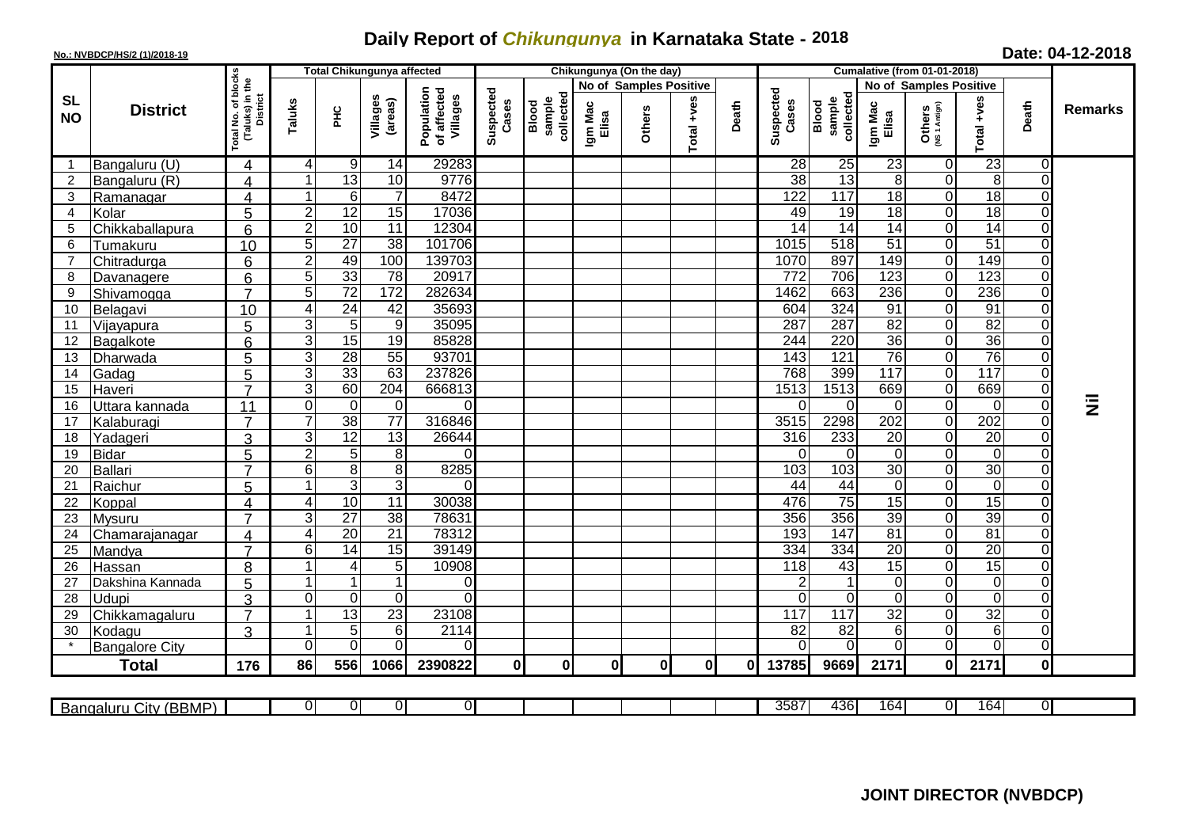# Daily Report of *Chikungunya* in Karnataka State - 2018

**No.: NVBDCP/HS/2 (1)/2018-19**

**Date: 04-12-2018**

| SL NO | District | Total No. of blocks (Taluks) in the District | Total Chikungunya affected | | | | Chikungunya (On the day) | | | | | | | Cumalative (from 01-01-2018) | | | | | | | Remarks |
|---|---|---|---|---|---|---|---|---|---|---|---|---|---|---|---|---|---|---|---|---|---|
| | | | | | | | | | No of Samples Positive | | | | | | | No of Samples Positive | | | | | |
| | | | Taluks | PHC | Villages (areas) | Population of affected Villages | Suspected Cases | Blood sample collected | Igm Mac Elisa | Others | Total +ves | Death | Suspected Cases | Blood sample collected | Igm Mac Elisa | Others (NS 1 Antign) | Total +ves | Death | |
| 1 | Bangaluru (U) | 4 | 4 | 9 | 14 | 29283 | | | | | | | 28 | 25 | 23 | 0 | 23 | 0 | Nil |
| 2 | Bangaluru (R) | 4 | 1 | 13 | 10 | 9776 | | | | | | | 38 | 13 | 8 | 0 | 8 | 0 | |
| 3 | Ramanagar | 4 | 1 | 6 | 7 | 8472 | | | | | | | 122 | 117 | 18 | 0 | 18 | 0 | |
| 4 | Kolar | 5 | 2 | 12 | 15 | 17036 | | | | | | | 49 | 19 | 18 | 0 | 18 | 0 | |
| 5 | Chikkaballapura | 6 | 2 | 10 | 11 | 12304 | | | | | | | 14 | 14 | 14 | 0 | 14 | 0 | |
| 6 | Tumakuru | 10 | 5 | 27 | 38 | 101706 | | | | | | | 1015 | 518 | 51 | 0 | 51 | 0 | |
| 7 | Chitradurga | 6 | 2 | 49 | 100 | 139703 | | | | | | | 1070 | 897 | 149 | 0 | 149 | 0 | |
| 8 | Davanagere | 6 | 5 | 33 | 78 | 20917 | | | | | | | 772 | 706 | 123 | 0 | 123 | 0 | |
| 9 | Shivamogga | 7 | 5 | 72 | 172 | 282634 | | | | | | | 1462 | 663 | 236 | 0 | 236 | 0 | |
| 10 | Belagavi | 10 | 4 | 24 | 42 | 35693 | | | | | | | 604 | 324 | 91 | 0 | 91 | 0 | |
| 11 | Vijayapura | 5 | 3 | 5 | 9 | 35095 | | | | | | | 287 | 287 | 82 | 0 | 82 | 0 | |
| 12 | Bagalkote | 6 | 3 | 15 | 19 | 85828 | | | | | | | 244 | 220 | 36 | 0 | 36 | 0 | |
| 13 | Dharwada | 5 | 3 | 28 | 55 | 93701 | | | | | | | 143 | 121 | 76 | 0 | 76 | 0 | |
| 14 | Gadag | 5 | 3 | 33 | 63 | 237826 | | | | | | | 768 | 399 | 117 | 0 | 117 | 0 | |
| 15 | Haveri | 7 | 3 | 60 | 204 | 666813 | | | | | | | 1513 | 1513 | 669 | 0 | 669 | 0 | |
| 16 | Uttara kannada | 11 | 0 | 0 | 0 | 0 | | | | | | | 0 | 0 | 0 | 0 | 0 | 0 | |
| 17 | Kalaburagi | 7 | 7 | 38 | 77 | 316846 | | | | | | | 3515 | 2298 | 202 | 0 | 202 | 0 | |
| 18 | Yadageri | 3 | 3 | 12 | 13 | 26644 | | | | | | | 316 | 233 | 20 | 0 | 20 | 0 | |
| 19 | Bidar | 5 | 2 | 5 | 8 | 0 | | | | | | | 0 | 0 | 0 | 0 | 0 | 0 | |
| 20 | Ballari | 7 | 6 | 8 | 8 | 8285 | | | | | | | 103 | 103 | 30 | 0 | 30 | 0 | |
| 21 | Raichur | 5 | 1 | 3 | 3 | 0 | | | | | | | 44 | 44 | 0 | 0 | 0 | 0 | |
| 22 | Koppal | 4 | 4 | 10 | 11 | 30038 | | | | | | | 476 | 75 | 15 | 0 | 15 | 0 | |
| 23 | Mysuru | 7 | 3 | 27 | 38 | 78631 | | | | | | | 356 | 356 | 39 | 0 | 39 | 0 | |
| 24 | Chamarajanagar | 4 | 4 | 20 | 21 | 78312 | | | | | | | 193 | 147 | 81 | 0 | 81 | 0 | |
| 25 | Mandya | 7 | 6 | 14 | 15 | 39149 | | | | | | | 334 | 334 | 20 | 0 | 20 | 0 | |
| 26 | Hassan | 8 | 1 | 4 | 5 | 10908 | | | | | | | 118 | 43 | 15 | 0 | 15 | 0 | |
| 27 | Dakshina Kannada | 5 | 1 | 1 | 1 | 0 | | | | | | | 2 | 1 | 0 | 0 | 0 | 0 | |
| 28 | Udupi | 3 | 0 | 0 | 0 | 0 | | | | | | | 0 | 0 | 0 | 0 | 0 | 0 | |
| 29 | Chikkamagaluru | 7 | 1 | 13 | 23 | 23108 | | | | | | | 117 | 117 | 32 | 0 | 32 | 0 | |
| 30 | Kodagu | 3 | 1 | 5 | 6 | 2114 | | | | | | | 82 | 82 | 6 | 0 | 6 | 0 | |
| * | Bangalore City | | 0 | 0 | 0 | 0 | | | | | | | 0 | 0 | 0 | 0 | 0 | 0 | |
| **Total** | | **176** | **86** | **556** | **1066** | **2390822** | **0** | **0** | **0** | **0** | **0** | **0** | **13785** | **9669** | **2171** | **0** | **2171** | **0** | |

| | | | | | | | | | | | | | | | | | | |
|---|---|---|---|---|---|---|---|---|---|---|---|---|---|---|---|---|---|---|
| Bangaluru City (BBMP) | | 0 | 0 | 0 | 0 | | | | | | | 3587 | 436 | 164 | 0 | 164 | 0 | |

**JOINT DIRECTOR (NVBDCP)**